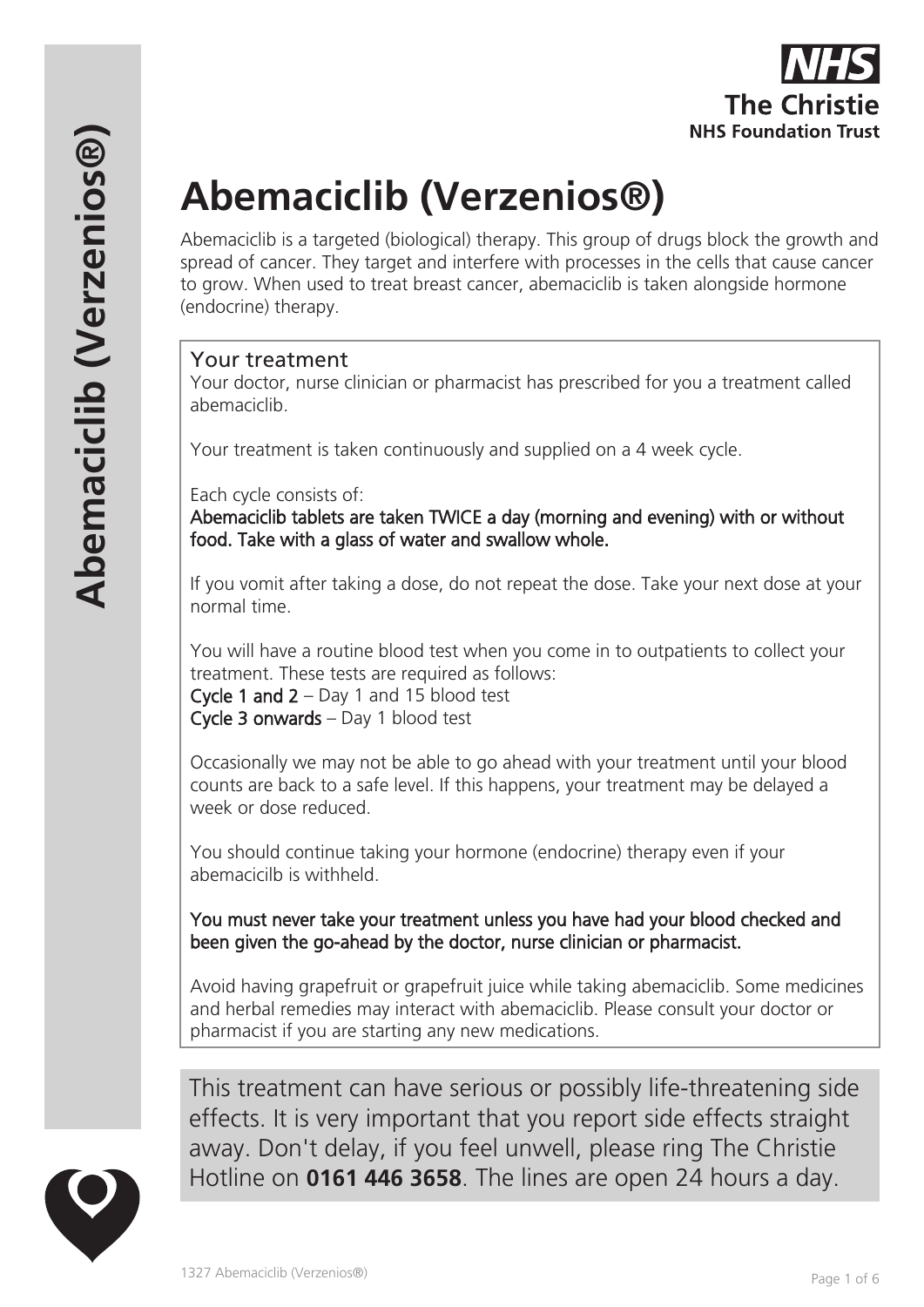# Abemaciclib (Verzenios®)

Abemaciclib is a targeted (biological) therapy. This group of drugs block the growth and spread of cancer. They target and interfere with processes in the cells that cause cancer to grow. When used to treat breast cancer, abemaciclib is taken alongside hormone (endocrine) therapy.

## Your treatment

Your doctor, nurse clinician or pharmacist has prescribed for you a treatment called abemaciclib.

Your treatment is taken continuously and supplied on a 4 week cycle.

Each cycle consists of:
**Abemaciclib tablets are taken TWICE a day (morning and evening) with or without food. Take with a glass of water and swallow whole.**

If you vomit after taking a dose, do not repeat the dose. Take your next dose at your normal time.

You will have a routine blood test when you come in to outpatients to collect your treatment. These tests are required as follows:
**Cycle 1 and 2** – Day 1 and 15 blood test
**Cycle 3 onwards** – Day 1 blood test

Occasionally we may not be able to go ahead with your treatment until your blood counts are back to a safe level. If this happens, your treatment may be delayed a week or dose reduced.

You should continue taking your hormone (endocrine) therapy even if your abemacicilb is withheld.

**You must never take your treatment unless you have had your blood checked and been given the go-ahead by the doctor, nurse clinician or pharmacist.**

Avoid having grapefruit or grapefruit juice while taking abemaciclib. Some medicines and herbal remedies may interact with abemaciclib. Please consult your doctor or pharmacist if you are starting any new medications.

This treatment can have serious or possibly life-threatening side effects. It is very important that you report side effects straight away. Don't delay, if you feel unwell, please ring The Christie Hotline on **0161 446 3658**. The lines are open 24 hours a day.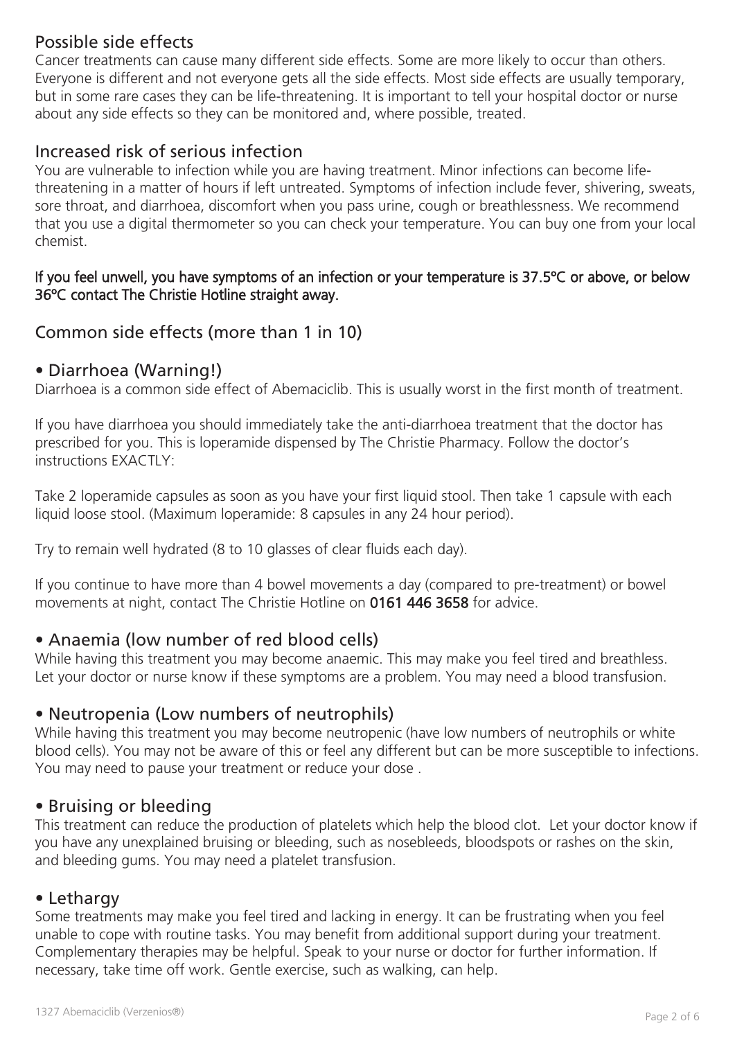## Possible side effects

Cancer treatments can cause many different side effects. Some are more likely to occur than others. Everyone is different and not everyone gets all the side effects. Most side effects are usually temporary, but in some rare cases they can be life-threatening. It is important to tell your hospital doctor or nurse about any side effects so they can be monitored and, where possible, treated.

## Increased risk of serious infection

You are vulnerable to infection while you are having treatment. Minor infections can become life-threatening in a matter of hours if left untreated. Symptoms of infection include fever, shivering, sweats, sore throat, and diarrhoea, discomfort when you pass urine, cough or breathlessness. We recommend that you use a digital thermometer so you can check your temperature. You can buy one from your local chemist.

**If you feel unwell, you have symptoms of an infection or your temperature is 37.5ºC or above, or below 36ºC contact The Christie Hotline straight away.**

## Common side effects (more than 1 in 10)

### • Diarrhoea (Warning!)

Diarrhoea is a common side effect of Abemaciclib. This is usually worst in the first month of treatment.

If you have diarrhoea you should immediately take the anti-diarrhoea treatment that the doctor has prescribed for you. This is loperamide dispensed by The Christie Pharmacy. Follow the doctor's instructions EXACTLY:

Take 2 loperamide capsules as soon as you have your first liquid stool. Then take 1 capsule with each liquid loose stool. (Maximum loperamide: 8 capsules in any 24 hour period).

Try to remain well hydrated (8 to 10 glasses of clear fluids each day).

If you continue to have more than 4 bowel movements a day (compared to pre-treatment) or bowel movements at night, contact The Christie Hotline on **0161 446 3658** for advice.

### • Anaemia (low number of red blood cells)

While having this treatment you may become anaemic. This may make you feel tired and breathless. Let your doctor or nurse know if these symptoms are a problem. You may need a blood transfusion.

### • Neutropenia (Low numbers of neutrophils)

While having this treatment you may become neutropenic (have low numbers of neutrophils or white blood cells). You may not be aware of this or feel any different but can be more susceptible to infections. You may need to pause your treatment or reduce your dose .

### • Bruising or bleeding

This treatment can reduce the production of platelets which help the blood clot. Let your doctor know if you have any unexplained bruising or bleeding, such as nosebleeds, bloodspots or rashes on the skin, and bleeding gums. You may need a platelet transfusion.

### • Lethargy

Some treatments may make you feel tired and lacking in energy. It can be frustrating when you feel unable to cope with routine tasks. You may benefit from additional support during your treatment. Complementary therapies may be helpful. Speak to your nurse or doctor for further information. If necessary, take time off work. Gentle exercise, such as walking, can help.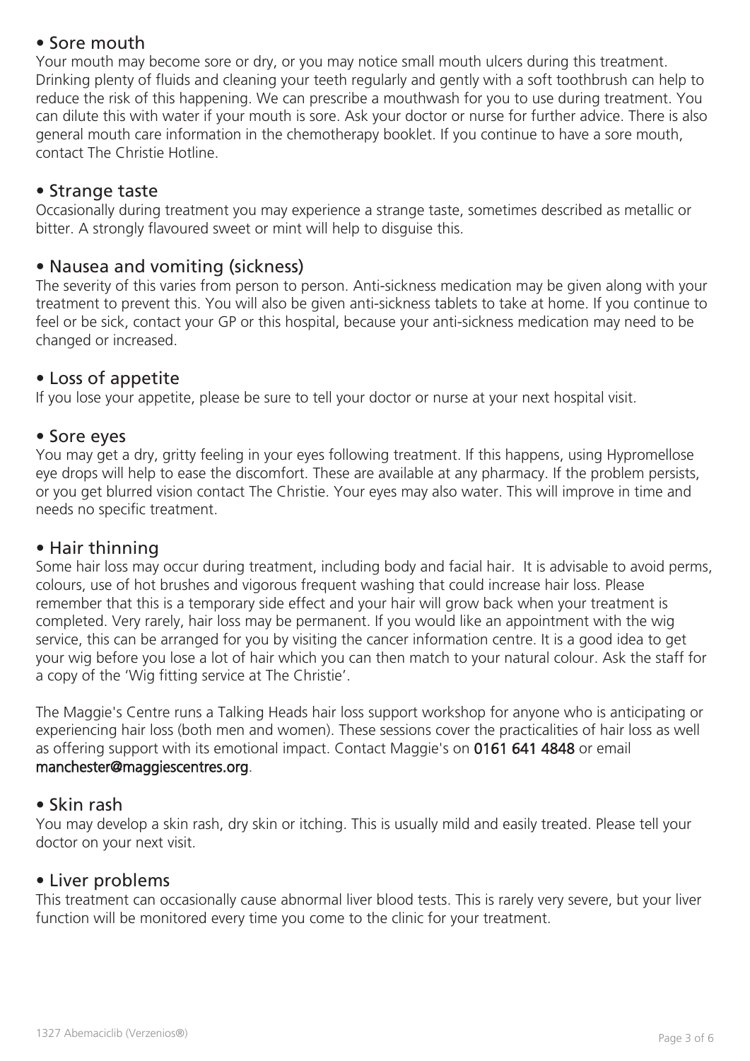## • Sore mouth

Your mouth may become sore or dry, or you may notice small mouth ulcers during this treatment. Drinking plenty of fluids and cleaning your teeth regularly and gently with a soft toothbrush can help to reduce the risk of this happening. We can prescribe a mouthwash for you to use during treatment. You can dilute this with water if your mouth is sore. Ask your doctor or nurse for further advice. There is also general mouth care information in the chemotherapy booklet. If you continue to have a sore mouth, contact The Christie Hotline.

## • Strange taste

Occasionally during treatment you may experience a strange taste, sometimes described as metallic or bitter. A strongly flavoured sweet or mint will help to disguise this.

## • Nausea and vomiting (sickness)

The severity of this varies from person to person. Anti-sickness medication may be given along with your treatment to prevent this. You will also be given anti-sickness tablets to take at home. If you continue to feel or be sick, contact your GP or this hospital, because your anti-sickness medication may need to be changed or increased.

## • Loss of appetite

If you lose your appetite, please be sure to tell your doctor or nurse at your next hospital visit.

## • Sore eyes

You may get a dry, gritty feeling in your eyes following treatment. If this happens, using Hypromellose eye drops will help to ease the discomfort. These are available at any pharmacy. If the problem persists, or you get blurred vision contact The Christie. Your eyes may also water. This will improve in time and needs no specific treatment.

## • Hair thinning

Some hair loss may occur during treatment, including body and facial hair. It is advisable to avoid perms, colours, use of hot brushes and vigorous frequent washing that could increase hair loss. Please remember that this is a temporary side effect and your hair will grow back when your treatment is completed. Very rarely, hair loss may be permanent. If you would like an appointment with the wig service, this can be arranged for you by visiting the cancer information centre. It is a good idea to get your wig before you lose a lot of hair which you can then match to your natural colour. Ask the staff for a copy of the 'Wig fitting service at The Christie'.

The Maggie's Centre runs a Talking Heads hair loss support workshop for anyone who is anticipating or experiencing hair loss (both men and women). These sessions cover the practicalities of hair loss as well as offering support with its emotional impact. Contact Maggie's on **0161 641 4848** or email **manchester@maggiescentres.org**.

## • Skin rash

You may develop a skin rash, dry skin or itching. This is usually mild and easily treated. Please tell your doctor on your next visit.

## • Liver problems

This treatment can occasionally cause abnormal liver blood tests. This is rarely very severe, but your liver function will be monitored every time you come to the clinic for your treatment.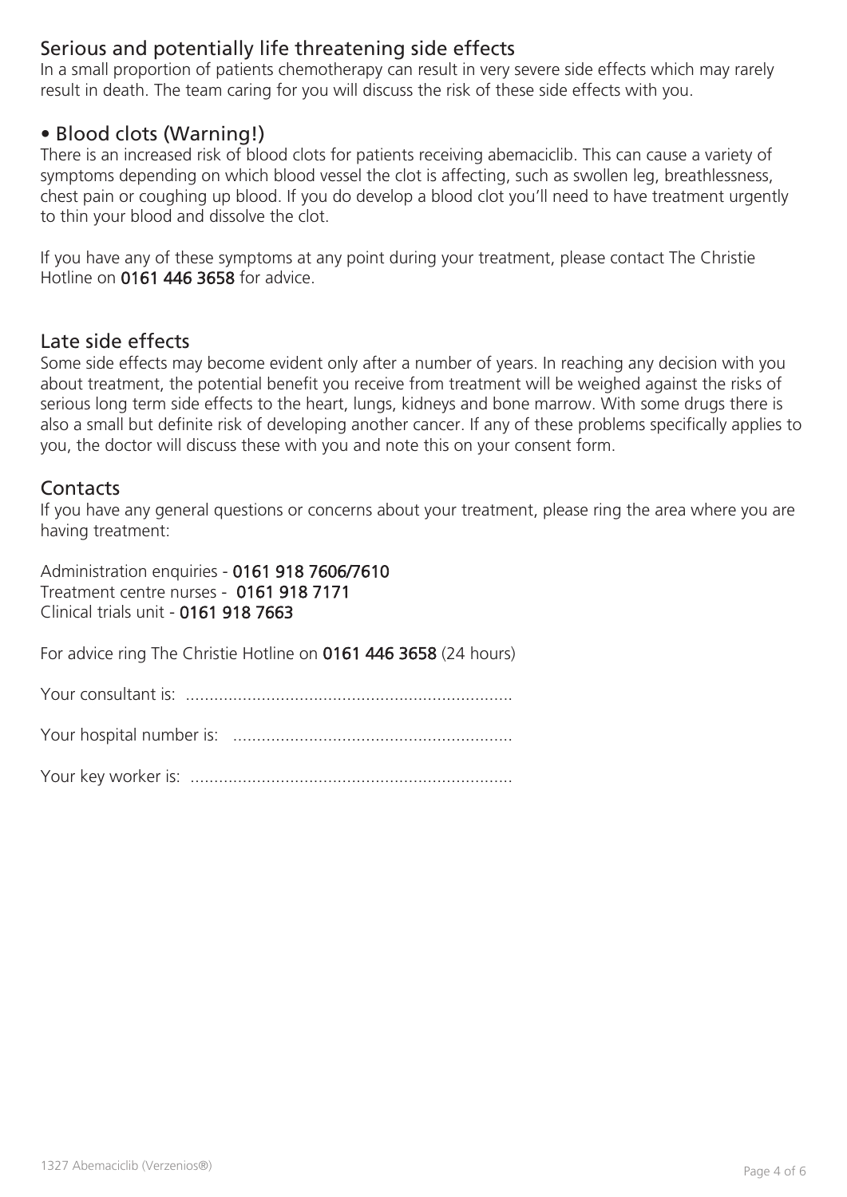## Serious and potentially life threatening side effects

In a small proportion of patients chemotherapy can result in very severe side effects which may rarely result in death. The team caring for you will discuss the risk of these side effects with you.

## • Blood clots (Warning!)

There is an increased risk of blood clots for patients receiving abemaciclib. This can cause a variety of symptoms depending on which blood vessel the clot is affecting, such as swollen leg, breathlessness, chest pain or coughing up blood. If you do develop a blood clot you'll need to have treatment urgently to thin your blood and dissolve the clot.

If you have any of these symptoms at any point during your treatment, please contact The Christie Hotline on **0161 446 3658** for advice.

## Late side effects

Some side effects may become evident only after a number of years. In reaching any decision with you about treatment, the potential benefit you receive from treatment will be weighed against the risks of serious long term side effects to the heart, lungs, kidneys and bone marrow. With some drugs there is also a small but definite risk of developing another cancer. If any of these problems specifically applies to you, the doctor will discuss these with you and note this on your consent form.

## Contacts

If you have any general questions or concerns about your treatment, please ring the area where you are having treatment:

Administration enquiries - **0161 918 7606/7610**
Treatment centre nurses - **0161 918 7171**
Clinical trials unit - **0161 918 7663**

For advice ring The Christie Hotline on **0161 446 3658** (24 hours)

Your consultant is: ....................................................................

Your hospital number is: ..........................................................

Your key worker is: ...................................................................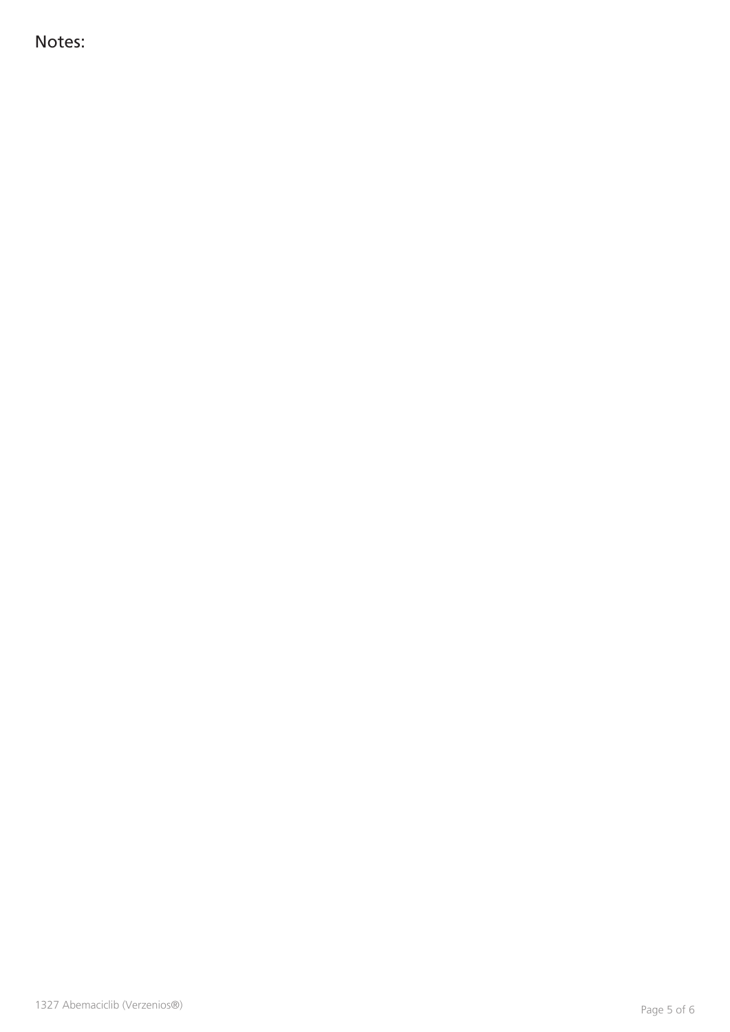Notes: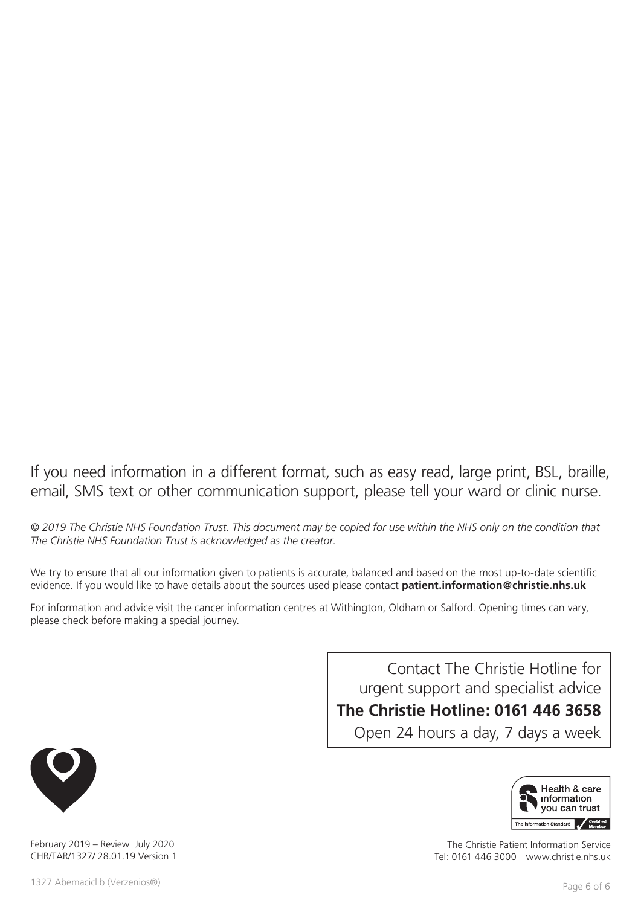If you need information in a different format, such as easy read, large print, BSL, braille, email, SMS text or other communication support, please tell your ward or clinic nurse.

*© 2019 The Christie NHS Foundation Trust. This document may be copied for use within the NHS only on the condition that The Christie NHS Foundation Trust is acknowledged as the creator.*

We try to ensure that all our information given to patients is accurate, balanced and based on the most up-to-date scientific evidence. If you would like to have details about the sources used please contact **patient.information@christie.nhs.uk**

For information and advice visit the cancer information centres at Withington, Oldham or Salford. Opening times can vary, please check before making a special journey.

Contact The Christie Hotline for urgent support and specialist advice

**The Christie Hotline: 0161 446 3658**

Open 24 hours a day, 7 days a week

Health & care information you can trust

The Information Standard Certified Member

February 2019 – Review July 2020
CHR/TAR/1327/ 28.01.19 Version 1

The Christie Patient Information Service
Tel: 0161 446 3000 www.christie.nhs.uk